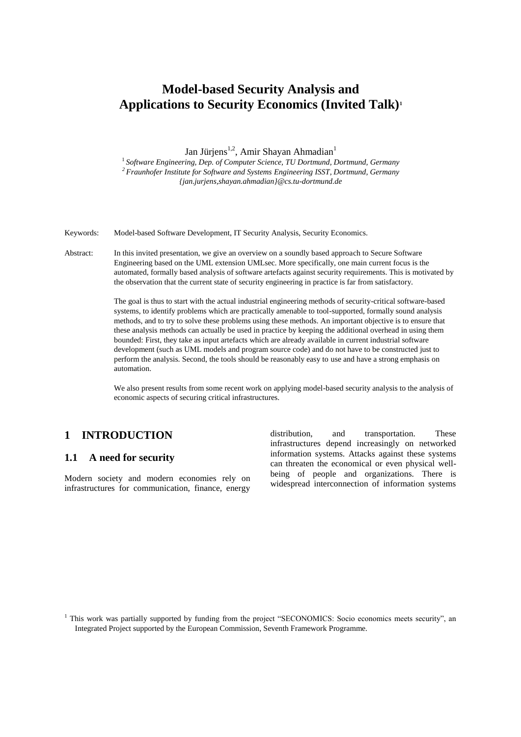# Model-based Security Analysis and Applications to Security Economics (Invited Talk)[1]

Jan Jürjens[1,2], Amir Shayan Ahmadian[1]

[1] *Software Engineering, Dep. of Computer Science, TU Dortmund, Dortmund, Germany*
[2] *Fraunhofer Institute for Software and Systems Engineering ISST, Dortmund, Germany*
*{jan.jurjens,shayan.ahmadian}@cs.tu-dortmund.de*

Keywords: Model-based Software Development, IT Security Analysis, Security Economics.

Abstract: In this invited presentation, we give an overview on a soundly based approach to Secure Software Engineering based on the UML extension UMLsec. More specifically, one main current focus is the automated, formally based analysis of software artefacts against security requirements. This is motivated by the observation that the current state of security engineering in practice is far from satisfactory.

The goal is thus to start with the actual industrial engineering methods of security-critical software-based systems, to identify problems which are practically amenable to tool-supported, formally sound analysis methods, and to try to solve these problems using these methods. An important objective is to ensure that these analysis methods can actually be used in practice by keeping the additional overhead in using them bounded: First, they take as input artefacts which are already available in current industrial software development (such as UML models and program source code) and do not have to be constructed just to perform the analysis. Second, the tools should be reasonably easy to use and have a strong emphasis on automation.

We also present results from some recent work on applying model-based security analysis to the analysis of economic aspects of securing critical infrastructures.

## 1 INTRODUCTION

### 1.1 A need for security

Modern society and modern economies rely on infrastructures for communication, finance, energy distribution, and transportation. These infrastructures depend increasingly on networked information systems. Attacks against these systems can threaten the economical or even physical well-being of people and organizations. There is widespread interconnection of information systems

[1] This work was partially supported by funding from the project "SECONOMICS: Socio economics meets security", an Integrated Project supported by the European Commission, Seventh Framework Programme.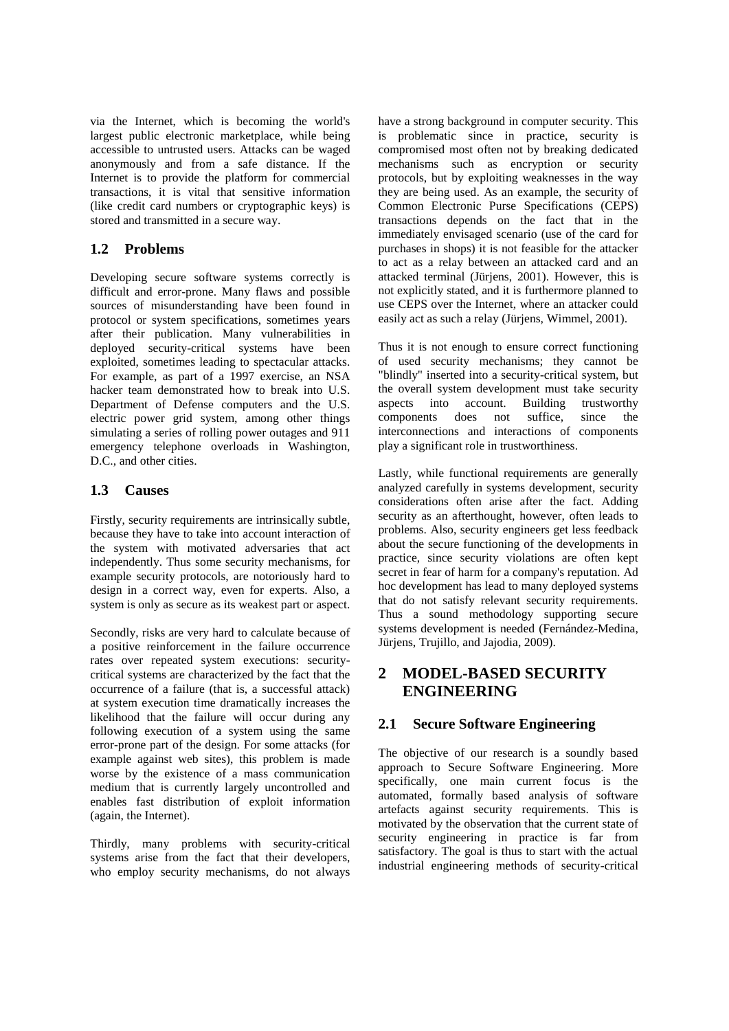via the Internet, which is becoming the world's largest public electronic marketplace, while being accessible to untrusted users. Attacks can be waged anonymously and from a safe distance. If the Internet is to provide the platform for commercial transactions, it is vital that sensitive information (like credit card numbers or cryptographic keys) is stored and transmitted in a secure way.

## 1.2 Problems

Developing secure software systems correctly is difficult and error-prone. Many flaws and possible sources of misunderstanding have been found in protocol or system specifications, sometimes years after their publication. Many vulnerabilities in deployed security-critical systems have been exploited, sometimes leading to spectacular attacks. For example, as part of a 1997 exercise, an NSA hacker team demonstrated how to break into U.S. Department of Defense computers and the U.S. electric power grid system, among other things simulating a series of rolling power outages and 911 emergency telephone overloads in Washington, D.C., and other cities.

## 1.3 Causes

Firstly, security requirements are intrinsically subtle, because they have to take into account interaction of the system with motivated adversaries that act independently. Thus some security mechanisms, for example security protocols, are notoriously hard to design in a correct way, even for experts. Also, a system is only as secure as its weakest part or aspect.

Secondly, risks are very hard to calculate because of a positive reinforcement in the failure occurrence rates over repeated system executions: security-critical systems are characterized by the fact that the occurrence of a failure (that is, a successful attack) at system execution time dramatically increases the likelihood that the failure will occur during any following execution of a system using the same error-prone part of the design. For some attacks (for example against web sites), this problem is made worse by the existence of a mass communication medium that is currently largely uncontrolled and enables fast distribution of exploit information (again, the Internet).

Thirdly, many problems with security-critical systems arise from the fact that their developers, who employ security mechanisms, do not always have a strong background in computer security. This is problematic since in practice, security is compromised most often not by breaking dedicated mechanisms such as encryption or security protocols, but by exploiting weaknesses in the way they are being used. As an example, the security of Common Electronic Purse Specifications (CEPS) transactions depends on the fact that in the immediately envisaged scenario (use of the card for purchases in shops) it is not feasible for the attacker to act as a relay between an attacked card and an attacked terminal (Jürjens, 2001). However, this is not explicitly stated, and it is furthermore planned to use CEPS over the Internet, where an attacker could easily act as such a relay (Jürjens, Wimmel, 2001).

Thus it is not enough to ensure correct functioning of used security mechanisms; they cannot be "blindly" inserted into a security-critical system, but the overall system development must take security aspects into account. Building trustworthy components does not suffice, since the interconnections and interactions of components play a significant role in trustworthiness.

Lastly, while functional requirements are generally analyzed carefully in systems development, security considerations often arise after the fact. Adding security as an afterthought, however, often leads to problems. Also, security engineers get less feedback about the secure functioning of the developments in practice, since security violations are often kept secret in fear of harm for a company's reputation. Ad hoc development has lead to many deployed systems that do not satisfy relevant security requirements. Thus a sound methodology supporting secure systems development is needed (Fernández-Medina, Jürjens, Trujillo, and Jajodia, 2009).

# 2 MODEL-BASED SECURITY ENGINEERING

## 2.1 Secure Software Engineering

The objective of our research is a soundly based approach to Secure Software Engineering. More specifically, one main current focus is the automated, formally based analysis of software artefacts against security requirements. This is motivated by the observation that the current state of security engineering in practice is far from satisfactory. The goal is thus to start with the actual industrial engineering methods of security-critical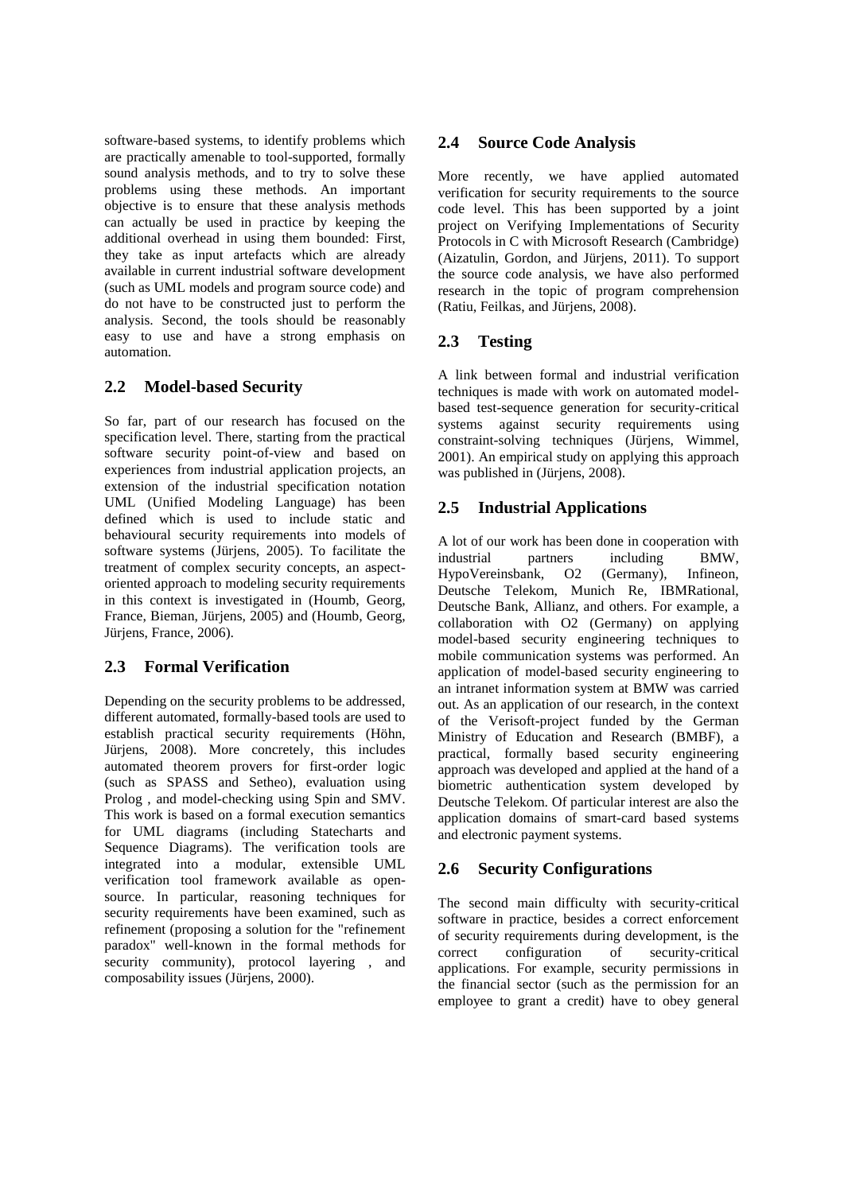software-based systems, to identify problems which are practically amenable to tool-supported, formally sound analysis methods, and to try to solve these problems using these methods. An important objective is to ensure that these analysis methods can actually be used in practice by keeping the additional overhead in using them bounded: First, they take as input artefacts which are already available in current industrial software development (such as UML models and program source code) and do not have to be constructed just to perform the analysis. Second, the tools should be reasonably easy to use and have a strong emphasis on automation.

## 2.2 Model-based Security

So far, part of our research has focused on the specification level. There, starting from the practical software security point-of-view and based on experiences from industrial application projects, an extension of the industrial specification notation UML (Unified Modeling Language) has been defined which is used to include static and behavioural security requirements into models of software systems (Jürjens, 2005). To facilitate the treatment of complex security concepts, an aspect-oriented approach to modeling security requirements in this context is investigated in (Houmb, Georg, France, Bieman, Jürjens, 2005) and (Houmb, Georg, Jürjens, France, 2006).

## 2.3 Formal Verification

Depending on the security problems to be addressed, different automated, formally-based tools are used to establish practical security requirements (Höhn, Jürjens, 2008). More concretely, this includes automated theorem provers for first-order logic (such as SPASS and Setheo), evaluation using Prolog , and model-checking using Spin and SMV. This work is based on a formal execution semantics for UML diagrams (including Statecharts and Sequence Diagrams). The verification tools are integrated into a modular, extensible UML verification tool framework available as open-source. In particular, reasoning techniques for security requirements have been examined, such as refinement (proposing a solution for the "refinement paradox" well-known in the formal methods for security community), protocol layering , and composability issues (Jürjens, 2000).

## 2.4 Source Code Analysis

More recently, we have applied automated verification for security requirements to the source code level. This has been supported by a joint project on Verifying Implementations of Security Protocols in C with Microsoft Research (Cambridge) (Aizatulin, Gordon, and Jürjens, 2011). To support the source code analysis, we have also performed research in the topic of program comprehension (Ratiu, Feilkas, and Jürjens, 2008).

## 2.3 Testing

A link between formal and industrial verification techniques is made with work on automated model-based test-sequence generation for security-critical systems against security requirements using constraint-solving techniques (Jürjens, Wimmel, 2001). An empirical study on applying this approach was published in (Jürjens, 2008).

## 2.5 Industrial Applications

A lot of our work has been done in cooperation with industrial partners including BMW, HypoVereinsbank, O2 (Germany), Infineon, Deutsche Telekom, Munich Re, IBMRational, Deutsche Bank, Allianz, and others. For example, a collaboration with O2 (Germany) on applying model-based security engineering techniques to mobile communication systems was performed. An application of model-based security engineering to an intranet information system at BMW was carried out. As an application of our research, in the context of the Verisoft-project funded by the German Ministry of Education and Research (BMBF), a practical, formally based security engineering approach was developed and applied at the hand of a biometric authentication system developed by Deutsche Telekom. Of particular interest are also the application domains of smart-card based systems and electronic payment systems.

## 2.6 Security Configurations

The second main difficulty with security-critical software in practice, besides a correct enforcement of security requirements during development, is the correct configuration of security-critical applications. For example, security permissions in the financial sector (such as the permission for an employee to grant a credit) have to obey general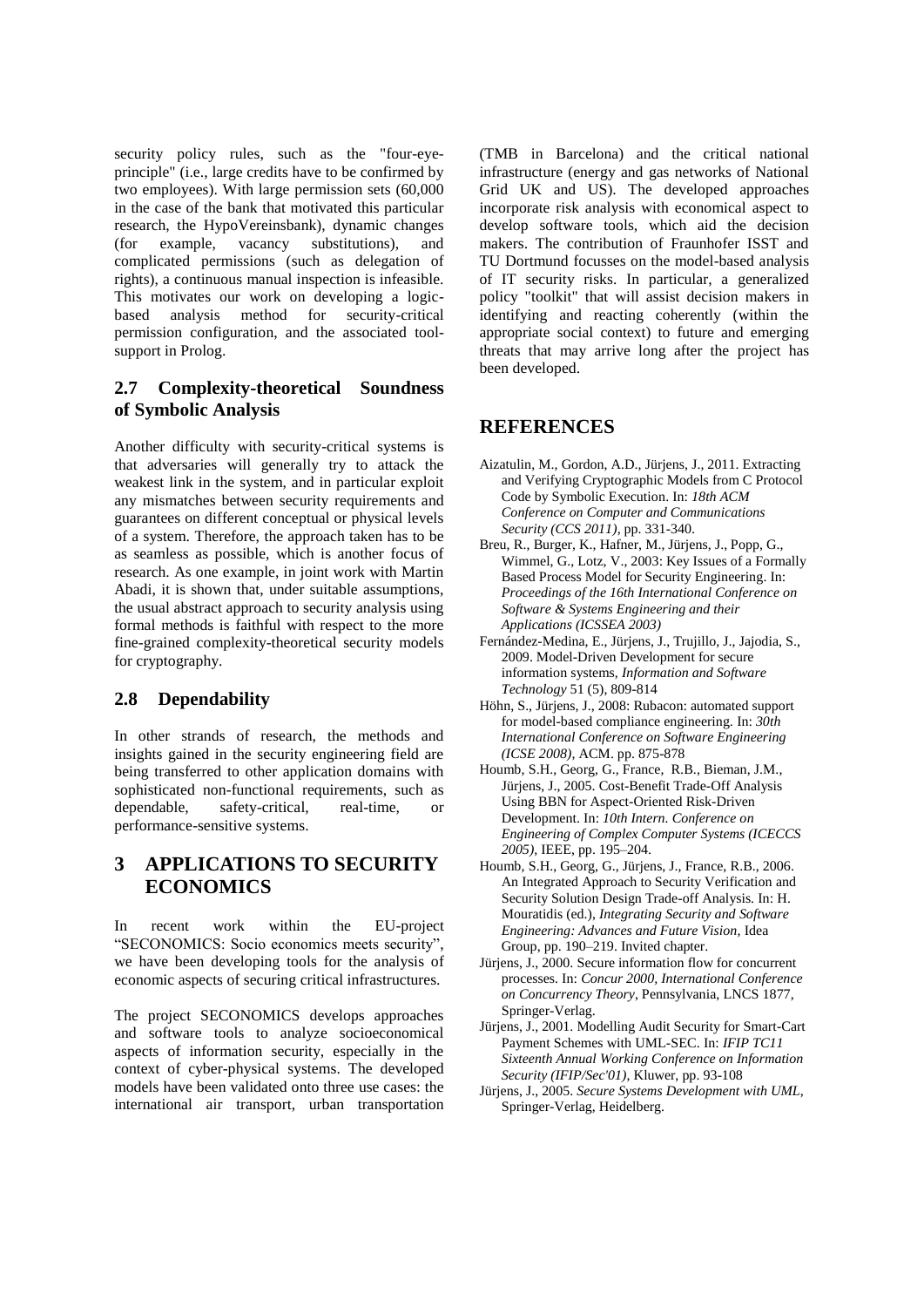security policy rules, such as the "four-eye-principle" (i.e., large credits have to be confirmed by two employees). With large permission sets (60,000 in the case of the bank that motivated this particular research, the HypoVereinsbank), dynamic changes (for example, vacancy substitutions), and complicated permissions (such as delegation of rights), a continuous manual inspection is infeasible. This motivates our work on developing a logic-based analysis method for security-critical permission configuration, and the associated tool-support in Prolog.

## 2.7 Complexity-theoretical Soundness of Symbolic Analysis

Another difficulty with security-critical systems is that adversaries will generally try to attack the weakest link in the system, and in particular exploit any mismatches between security requirements and guarantees on different conceptual or physical levels of a system. Therefore, the approach taken has to be as seamless as possible, which is another focus of research. As one example, in joint work with Martin Abadi, it is shown that, under suitable assumptions, the usual abstract approach to security analysis using formal methods is faithful with respect to the more fine-grained complexity-theoretical security models for cryptography.

## 2.8 Dependability

In other strands of research, the methods and insights gained in the security engineering field are being transferred to other application domains with sophisticated non-functional requirements, such as dependable, safety-critical, real-time, or performance-sensitive systems.

# 3 APPLICATIONS TO SECURITY ECONOMICS

In recent work within the EU-project "SECONOMICS: Socio economics meets security", we have been developing tools for the analysis of economic aspects of securing critical infrastructures.

The project SECONOMICS develops approaches and software tools to analyze socioeconomical aspects of information security, especially in the context of cyber-physical systems. The developed models have been validated onto three use cases: the international air transport, urban transportation (TMB in Barcelona) and the critical national infrastructure (energy and gas networks of National Grid UK and US). The developed approaches incorporate risk analysis with economical aspect to develop software tools, which aid the decision makers. The contribution of Fraunhofer ISST and TU Dortmund focusses on the model-based analysis of IT security risks. In particular, a generalized policy "toolkit" that will assist decision makers in identifying and reacting coherently (within the appropriate social context) to future and emerging threats that may arrive long after the project has been developed.

# REFERENCES

Aizatulin, M., Gordon, A.D., Jürjens, J., 2011. Extracting and Verifying Cryptographic Models from C Protocol Code by Symbolic Execution. In: *18th ACM Conference on Computer and Communications Security (CCS 2011)*, pp. 331-340.

Breu, R., Burger, K., Hafner, M., Jürjens, J., Popp, G., Wimmel, G., Lotz, V., 2003: Key Issues of a Formally Based Process Model for Security Engineering. In: *Proceedings of the 16th International Conference on Software & Systems Engineering and their Applications (ICSSEA 2003)*

Fernández-Medina, E., Jürjens, J., Trujillo, J., Jajodia, S., 2009. Model-Driven Development for secure information systems, *Information and Software Technology* 51 (5), 809-814

Höhn, S., Jürjens, J., 2008: Rubacon: automated support for model-based compliance engineering. In: *30th International Conference on Software Engineering (ICSE 2008)*, ACM. pp. 875-878

Houmb, S.H., Georg, G., France, R.B., Bieman, J.M., Jürjens, J., 2005. Cost-Benefit Trade-Off Analysis Using BBN for Aspect-Oriented Risk-Driven Development. In: *10th Intern. Conference on Engineering of Complex Computer Systems (ICECCS 2005)*, IEEE, pp. 195–204.

Houmb, S.H., Georg, G., Jürjens, J., France, R.B., 2006. An Integrated Approach to Security Verification and Security Solution Design Trade-off Analysis. In: H. Mouratidis (ed.), *Integrating Security and Software Engineering: Advances and Future Vision*, Idea Group, pp. 190–219. Invited chapter.

Jürjens, J., 2000. Secure information flow for concurrent processes. In: *Concur 2000, International Conference on Concurrency Theory*, Pennsylvania, LNCS 1877, Springer-Verlag.

Jürjens, J., 2001. Modelling Audit Security for Smart-Cart Payment Schemes with UML-SEC. In: *IFIP TC11 Sixteenth Annual Working Conference on Information Security (IFIP/Sec'01)*, Kluwer, pp. 93-108

Jürjens, J., 2005. *Secure Systems Development with UML*, Springer-Verlag, Heidelberg.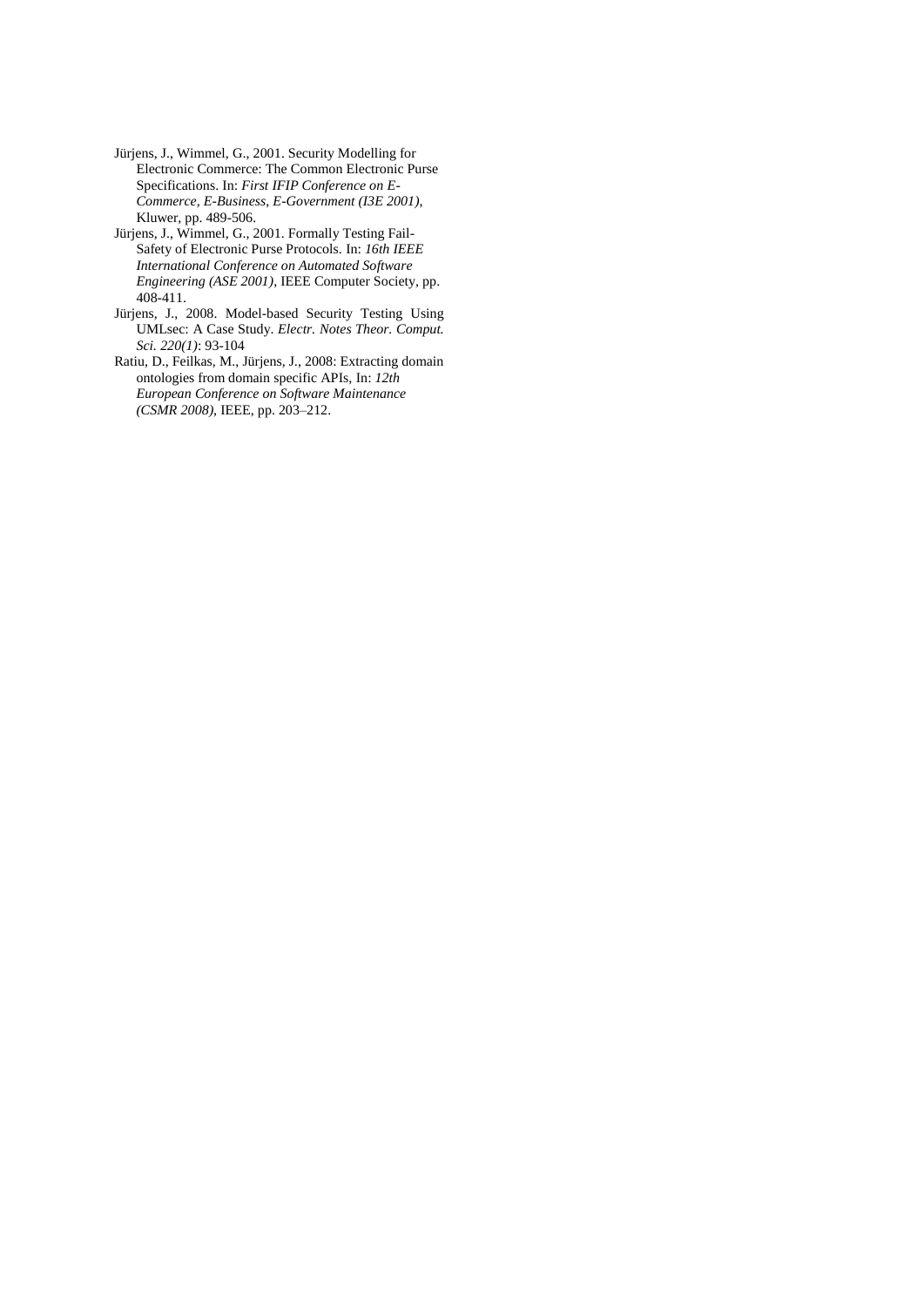Jürjens, J., Wimmel, G., 2001. Security Modelling for Electronic Commerce: The Common Electronic Purse Specifications. In: *First IFIP Conference on E-Commerce, E-Business, E-Government (I3E 2001)*, Kluwer, pp. 489-506.

Jürjens, J., Wimmel, G., 2001. Formally Testing Fail-Safety of Electronic Purse Protocols. In: *16th IEEE International Conference on Automated Software Engineering (ASE 2001)*, IEEE Computer Society, pp. 408-411.

Jürjens, J., 2008. Model-based Security Testing Using UMLsec: A Case Study. *Electr. Notes Theor. Comput. Sci. 220(1)*: 93-104

Ratiu, D., Feilkas, M., Jürjens, J., 2008: Extracting domain ontologies from domain specific APIs, In: *12th European Conference on Software Maintenance (CSMR 2008)*, IEEE, pp. 203–212.